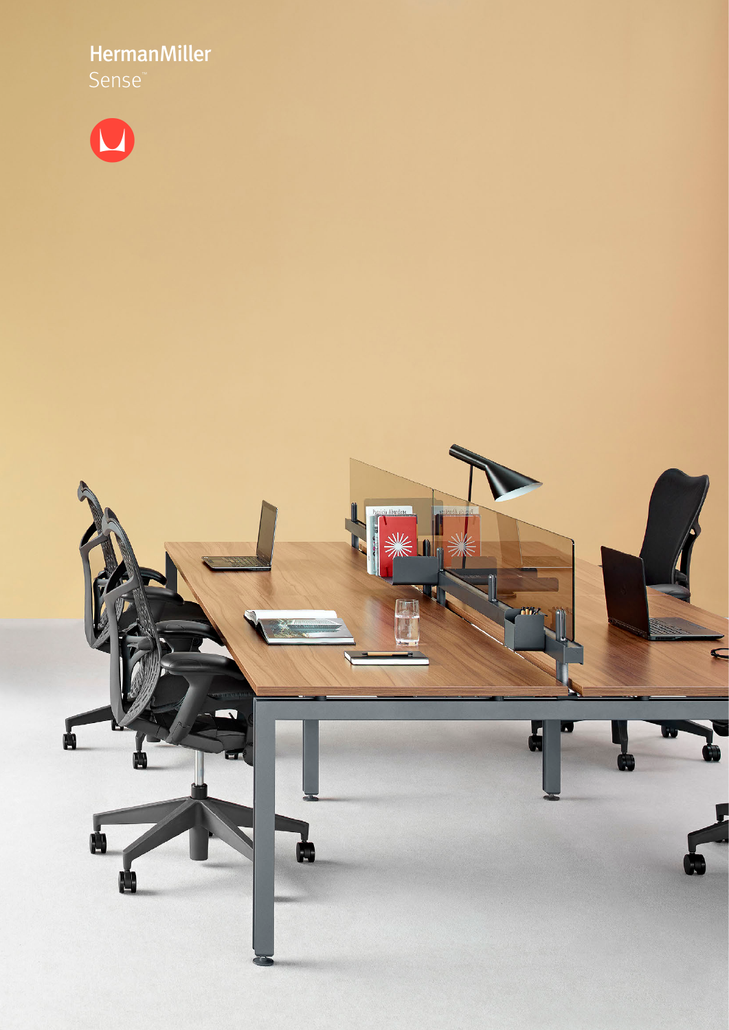HermanMiller

Sense™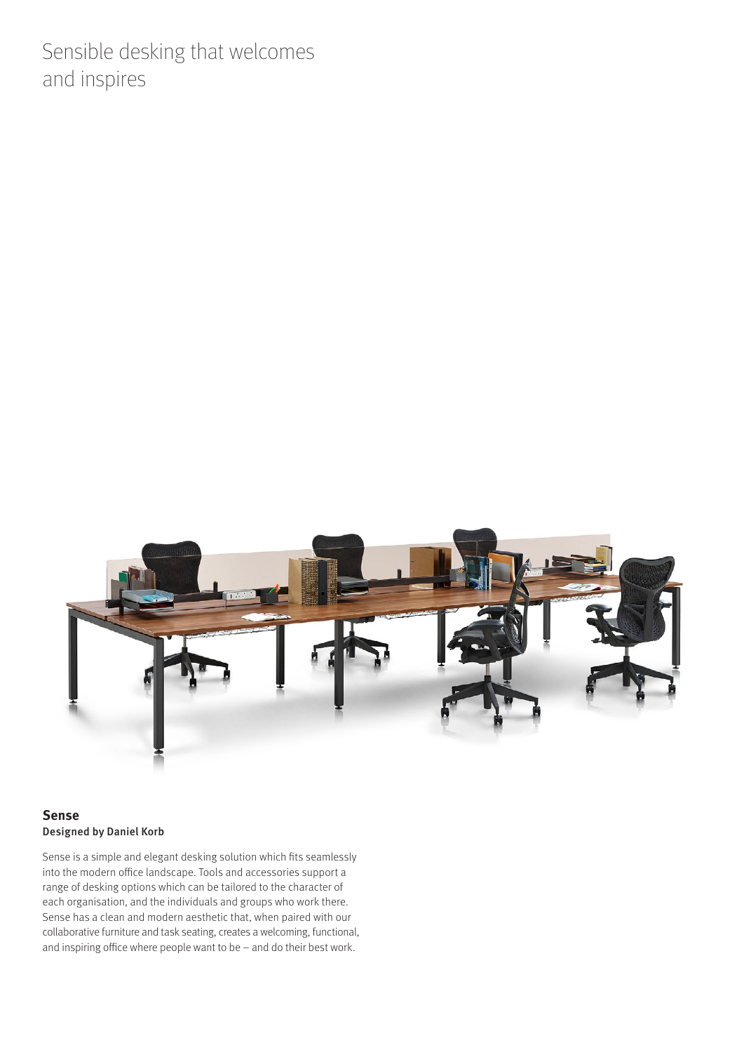# Sensible desking that welcomes and inspires

## Sense

**Designed by Daniel Korb**

Sense is a simple and elegant desking solution which fits seamlessly into the modern office landscape. Tools and accessories support a range of desking options which can be tailored to the character of each organisation, and the individuals and groups who work there. Sense has a clean and modern aesthetic that, when paired with our collaborative furniture and task seating, creates a welcoming, functional, and inspiring office where people want to be – and do their best work.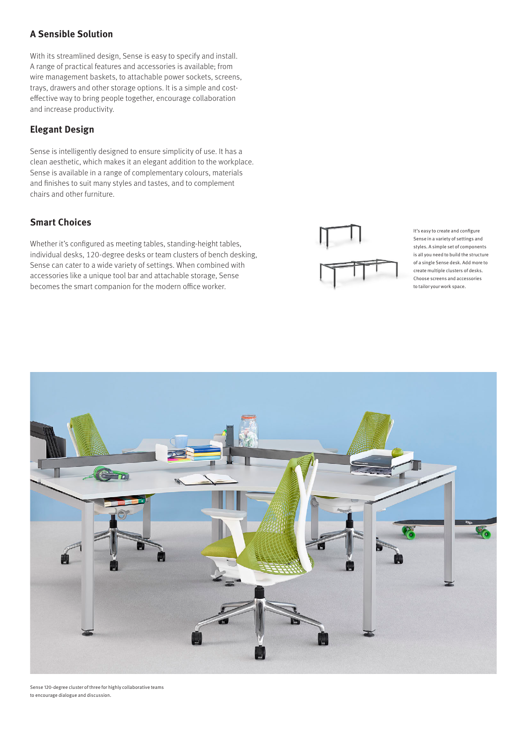## A Sensible Solution

With its streamlined design, Sense is easy to specify and install. A range of practical features and accessories is available; from wire management baskets, to attachable power sockets, screens, trays, drawers and other storage options. It is a simple and cost-effective way to bring people together, encourage collaboration and increase productivity.

## Elegant Design

Sense is intelligently designed to ensure simplicity of use. It has a clean aesthetic, which makes it an elegant addition to the workplace. Sense is available in a range of complementary colours, materials and finishes to suit many styles and tastes, and to complement chairs and other furniture.

## Smart Choices

Whether it's configured as meeting tables, standing-height tables, individual desks, 120-degree desks or team clusters of bench desking, Sense can cater to a wide variety of settings. When combined with accessories like a unique tool bar and attachable storage, Sense becomes the smart companion for the modern office worker.

It's easy to create and configure Sense in a variety of settings and styles. A simple set of components is all you need to build the structure of a single Sense desk. Add more to create multiple clusters of desks. Choose screens and accessories to tailor your work space.

Sense 120-degree cluster of three for highly collaborative teams to encourage dialogue and discussion.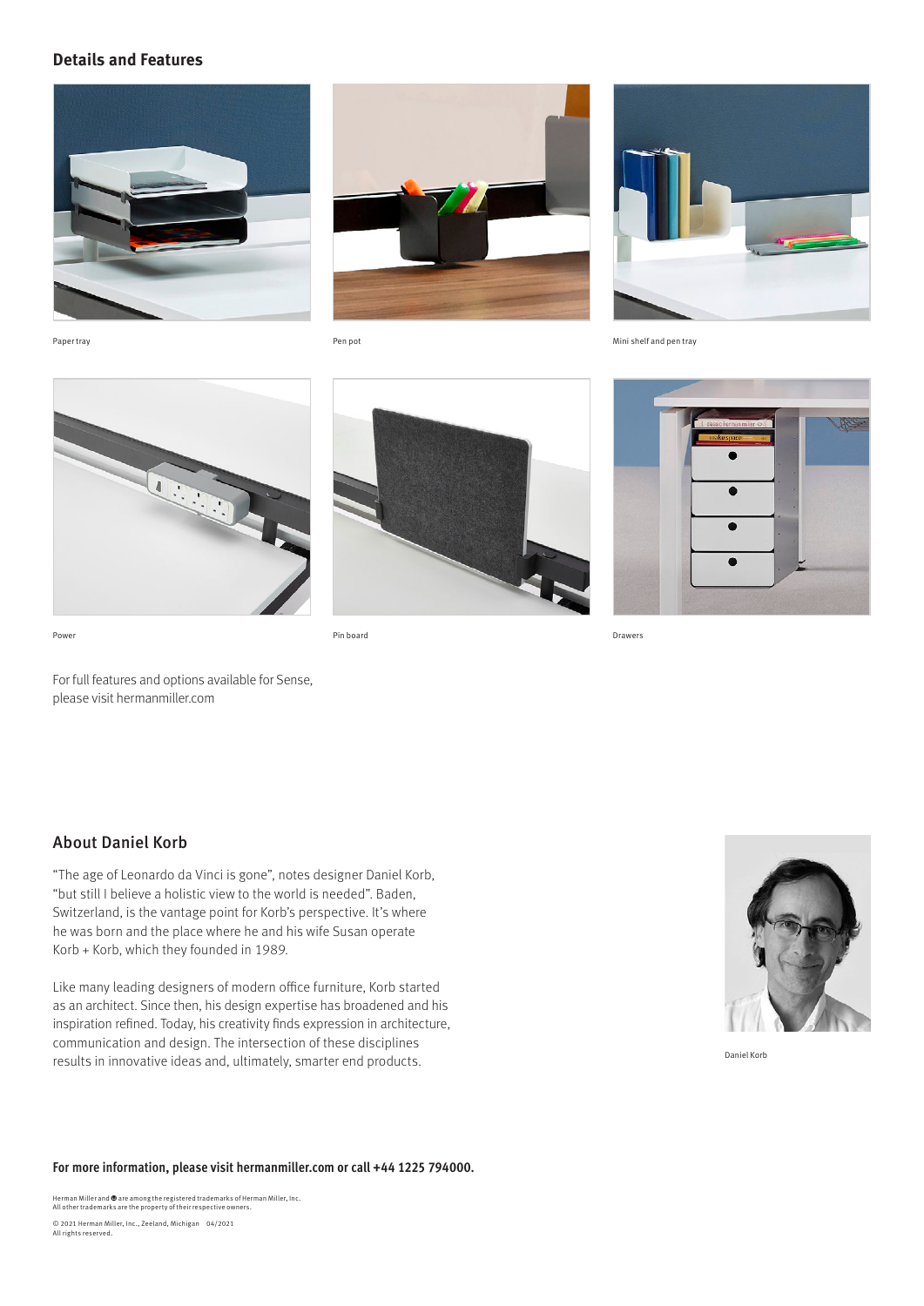## Details and Features

Paper tray

Pen pot

Mini shelf and pen tray

Power

Pin board

Drawers

For full features and options available for Sense, please visit hermanmiller.com

## About Daniel Korb

"The age of Leonardo da Vinci is gone", notes designer Daniel Korb, "but still I believe a holistic view to the world is needed". Baden, Switzerland, is the vantage point for Korb's perspective. It's where he was born and the place where he and his wife Susan operate Korb + Korb, which they founded in 1989.

Like many leading designers of modern office furniture, Korb started as an architect. Since then, his design expertise has broadened and his inspiration refined. Today, his creativity finds expression in architecture, communication and design. The intersection of these disciplines results in innovative ideas and, ultimately, smarter end products.

Daniel Korb

**For more information, please visit hermanmiller.com or call +44 1225 794000.**

Herman Miller and ⓗ are among the registered trademarks of Herman Miller, Inc.
All other trademarks are the property of their respective owners.

© 2021 Herman Miller, Inc., Zeeland, Michigan 04/2021
All rights reserved.